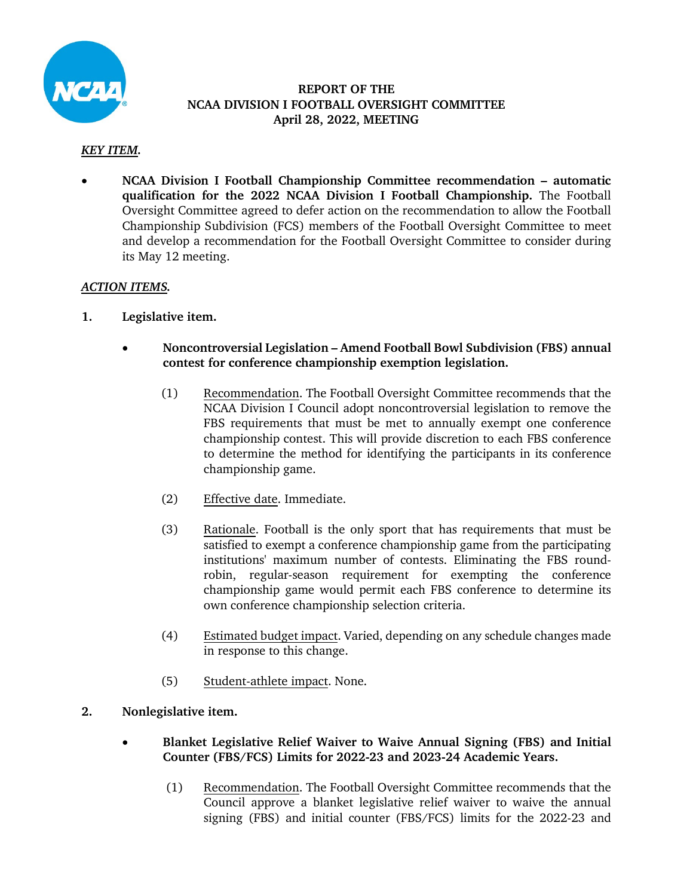# REPORT OF THE NCAA DIVISION I FOOTBALL OVERSIGHT COMMITTEE April 28, 2022, MEETING

***KEY ITEM.***

- **NCAA Division I Football Championship Committee recommendation – automatic qualification for the 2022 NCAA Division I Football Championship.** The Football Oversight Committee agreed to defer action on the recommendation to allow the Football Championship Subdivision (FCS) members of the Football Oversight Committee to meet and develop a recommendation for the Football Oversight Committee to consider during its May 12 meeting.

***ACTION ITEMS.***

**1. Legislative item.**

- **Noncontroversial Legislation – Amend Football Bowl Subdivision (FBS) annual contest for conference championship exemption legislation.**

  (1) Recommendation. The Football Oversight Committee recommends that the NCAA Division I Council adopt noncontroversial legislation to remove the FBS requirements that must be met to annually exempt one conference championship contest. This will provide discretion to each FBS conference to determine the method for identifying the participants in its conference championship game.

  (2) Effective date. Immediate.

  (3) Rationale. Football is the only sport that has requirements that must be satisfied to exempt a conference championship game from the participating institutions' maximum number of contests. Eliminating the FBS round-robin, regular-season requirement for exempting the conference championship game would permit each FBS conference to determine its own conference championship selection criteria.

  (4) Estimated budget impact. Varied, depending on any schedule changes made in response to this change.

  (5) Student-athlete impact. None.

**2. Nonlegislative item.**

- **Blanket Legislative Relief Waiver to Waive Annual Signing (FBS) and Initial Counter (FBS/FCS) Limits for 2022-23 and 2023-24 Academic Years.**

  (1) Recommendation. The Football Oversight Committee recommends that the Council approve a blanket legislative relief waiver to waive the annual signing (FBS) and initial counter (FBS/FCS) limits for the 2022-23 and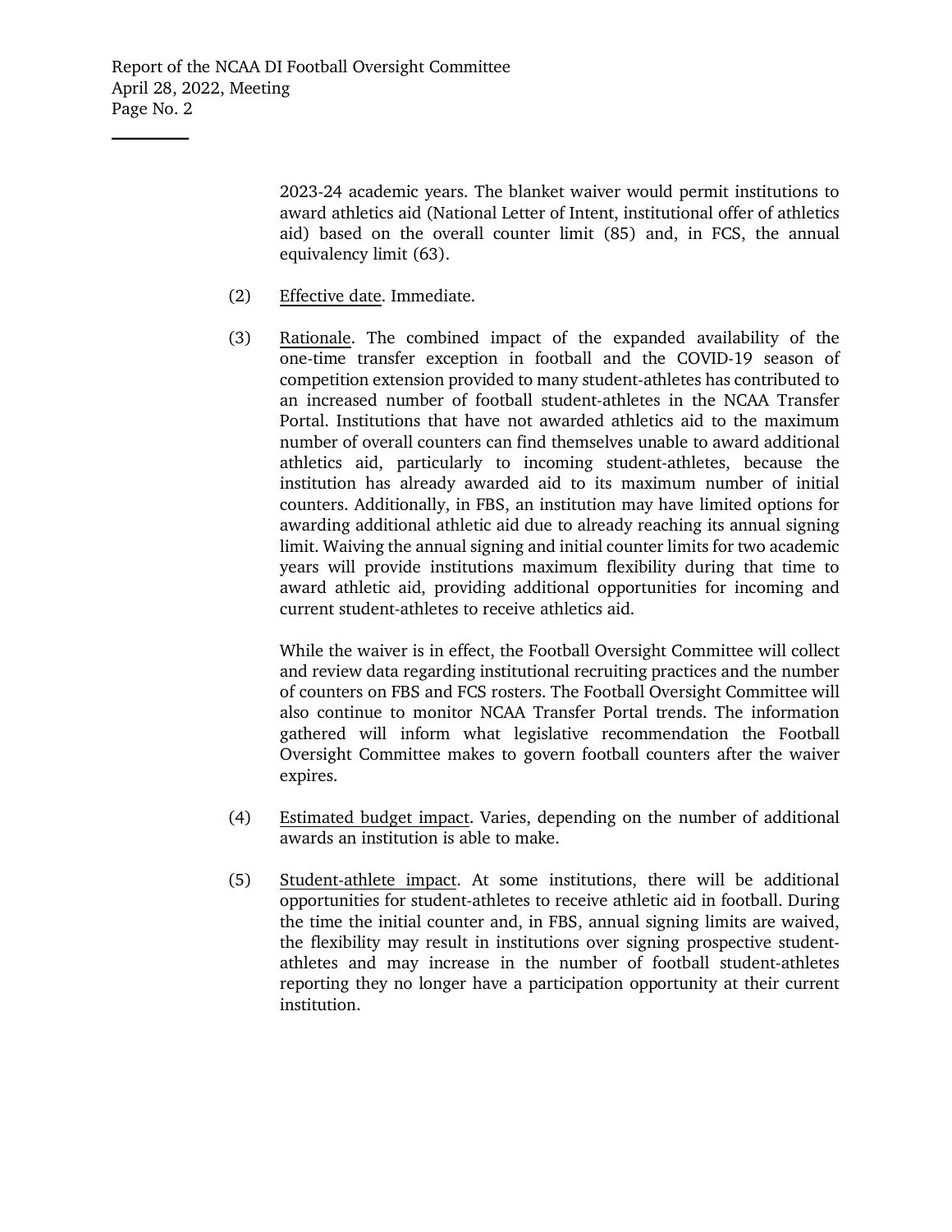2023-24 academic years. The blanket waiver would permit institutions to award athletics aid (National Letter of Intent, institutional offer of athletics aid) based on the overall counter limit (85) and, in FCS, the annual equivalency limit (63).

(2) Effective date. Immediate.

(3) Rationale. The combined impact of the expanded availability of the one-time transfer exception in football and the COVID-19 season of competition extension provided to many student-athletes has contributed to an increased number of football student-athletes in the NCAA Transfer Portal. Institutions that have not awarded athletics aid to the maximum number of overall counters can find themselves unable to award additional athletics aid, particularly to incoming student-athletes, because the institution has already awarded aid to its maximum number of initial counters. Additionally, in FBS, an institution may have limited options for awarding additional athletic aid due to already reaching its annual signing limit. Waiving the annual signing and initial counter limits for two academic years will provide institutions maximum flexibility during that time to award athletic aid, providing additional opportunities for incoming and current student-athletes to receive athletics aid.

While the waiver is in effect, the Football Oversight Committee will collect and review data regarding institutional recruiting practices and the number of counters on FBS and FCS rosters. The Football Oversight Committee will also continue to monitor NCAA Transfer Portal trends. The information gathered will inform what legislative recommendation the Football Oversight Committee makes to govern football counters after the waiver expires.

(4) Estimated budget impact. Varies, depending on the number of additional awards an institution is able to make.

(5) Student-athlete impact. At some institutions, there will be additional opportunities for student-athletes to receive athletic aid in football. During the time the initial counter and, in FBS, annual signing limits are waived, the flexibility may result in institutions over signing prospective student-athletes and may increase in the number of football student-athletes reporting they no longer have a participation opportunity at their current institution.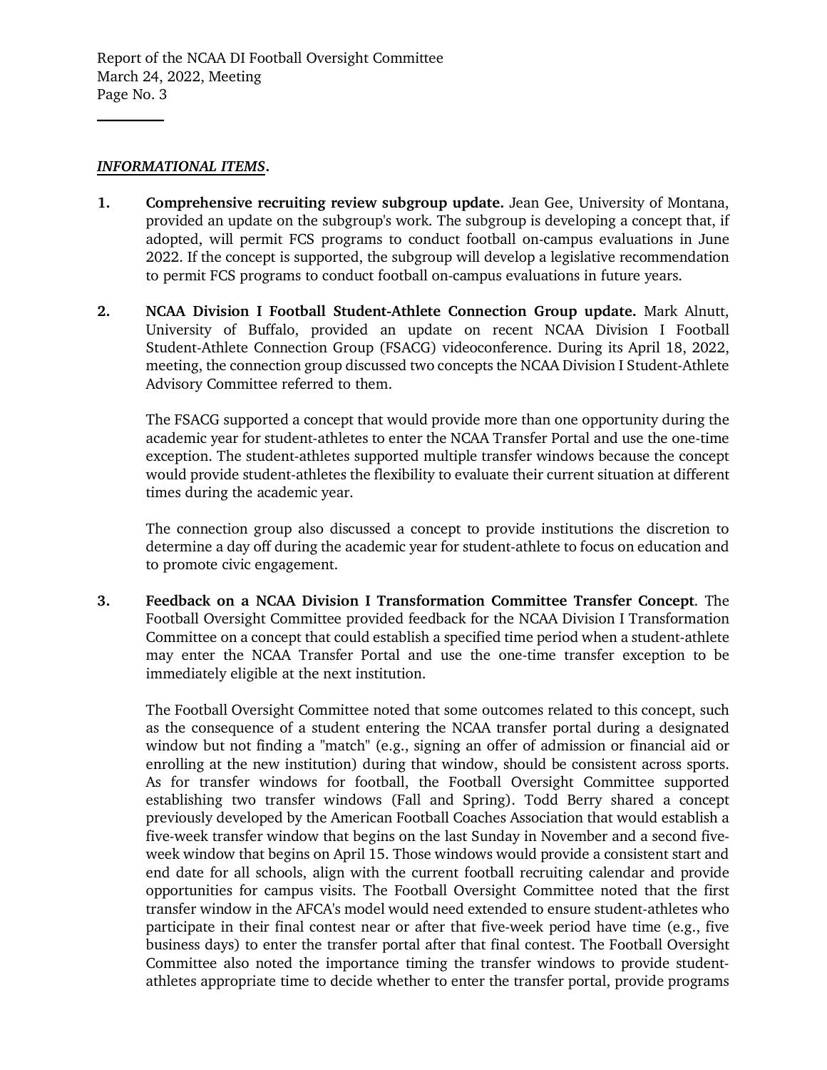***INFORMATIONAL ITEMS*.**

1. **Comprehensive recruiting review subgroup update.** Jean Gee, University of Montana, provided an update on the subgroup's work. The subgroup is developing a concept that, if adopted, will permit FCS programs to conduct football on-campus evaluations in June 2022. If the concept is supported, the subgroup will develop a legislative recommendation to permit FCS programs to conduct football on-campus evaluations in future years.

2. **NCAA Division I Football Student-Athlete Connection Group update.** Mark Alnutt, University of Buffalo, provided an update on recent NCAA Division I Football Student-Athlete Connection Group (FSACG) videoconference. During its April 18, 2022, meeting, the connection group discussed two concepts the NCAA Division I Student-Athlete Advisory Committee referred to them.

   The FSACG supported a concept that would provide more than one opportunity during the academic year for student-athletes to enter the NCAA Transfer Portal and use the one-time exception. The student-athletes supported multiple transfer windows because the concept would provide student-athletes the flexibility to evaluate their current situation at different times during the academic year.

   The connection group also discussed a concept to provide institutions the discretion to determine a day off during the academic year for student-athlete to focus on education and to promote civic engagement.

3. **Feedback on a NCAA Division I Transformation Committee Transfer Concept**. The Football Oversight Committee provided feedback for the NCAA Division I Transformation Committee on a concept that could establish a specified time period when a student-athlete may enter the NCAA Transfer Portal and use the one-time transfer exception to be immediately eligible at the next institution.

   The Football Oversight Committee noted that some outcomes related to this concept, such as the consequence of a student entering the NCAA transfer portal during a designated window but not finding a "match" (e.g., signing an offer of admission or financial aid or enrolling at the new institution) during that window, should be consistent across sports. As for transfer windows for football, the Football Oversight Committee supported establishing two transfer windows (Fall and Spring). Todd Berry shared a concept previously developed by the American Football Coaches Association that would establish a five-week transfer window that begins on the last Sunday in November and a second five-week window that begins on April 15. Those windows would provide a consistent start and end date for all schools, align with the current football recruiting calendar and provide opportunities for campus visits. The Football Oversight Committee noted that the first transfer window in the AFCA's model would need extended to ensure student-athletes who participate in their final contest near or after that five-week period have time (e.g., five business days) to enter the transfer portal after that final contest. The Football Oversight Committee also noted the importance timing the transfer windows to provide student-athletes appropriate time to decide whether to enter the transfer portal, provide programs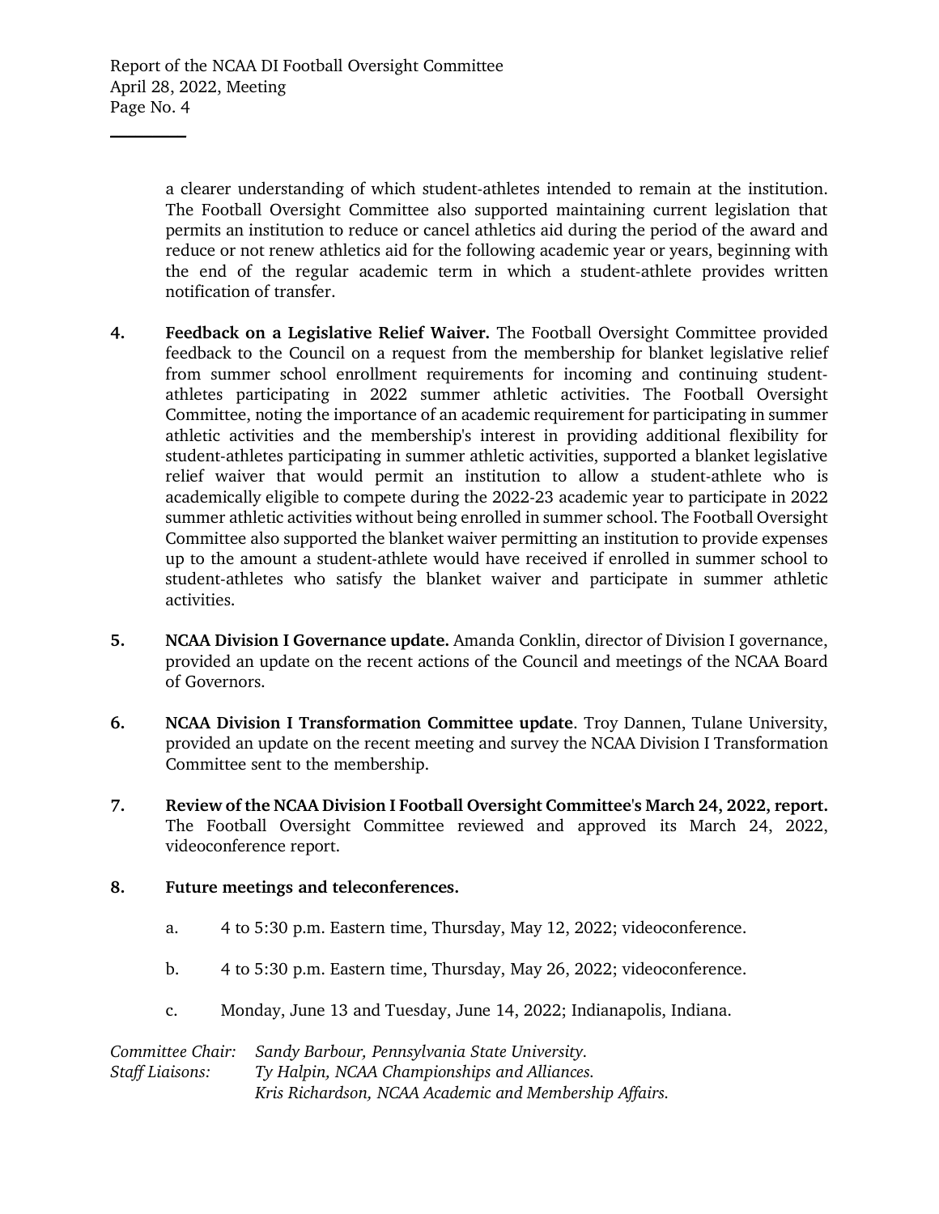a clearer understanding of which student-athletes intended to remain at the institution. The Football Oversight Committee also supported maintaining current legislation that permits an institution to reduce or cancel athletics aid during the period of the award and reduce or not renew athletics aid for the following academic year or years, beginning with the end of the regular academic term in which a student-athlete provides written notification of transfer.

4. **Feedback on a Legislative Relief Waiver.** The Football Oversight Committee provided feedback to the Council on a request from the membership for blanket legislative relief from summer school enrollment requirements for incoming and continuing student-athletes participating in 2022 summer athletic activities. The Football Oversight Committee, noting the importance of an academic requirement for participating in summer athletic activities and the membership's interest in providing additional flexibility for student-athletes participating in summer athletic activities, supported a blanket legislative relief waiver that would permit an institution to allow a student-athlete who is academically eligible to compete during the 2022-23 academic year to participate in 2022 summer athletic activities without being enrolled in summer school. The Football Oversight Committee also supported the blanket waiver permitting an institution to provide expenses up to the amount a student-athlete would have received if enrolled in summer school to student-athletes who satisfy the blanket waiver and participate in summer athletic activities.

5. **NCAA Division I Governance update.** Amanda Conklin, director of Division I governance, provided an update on the recent actions of the Council and meetings of the NCAA Board of Governors.

6. **NCAA Division I Transformation Committee update**. Troy Dannen, Tulane University, provided an update on the recent meeting and survey the NCAA Division I Transformation Committee sent to the membership.

7. **Review of the NCAA Division I Football Oversight Committee's March 24, 2022, report.** The Football Oversight Committee reviewed and approved its March 24, 2022, videoconference report.

8. **Future meetings and teleconferences.**

   a. 4 to 5:30 p.m. Eastern time, Thursday, May 12, 2022; videoconference.

   b. 4 to 5:30 p.m. Eastern time, Thursday, May 26, 2022; videoconference.

   c. Monday, June 13 and Tuesday, June 14, 2022; Indianapolis, Indiana.

*Committee Chair:* *Sandy Barbour, Pennsylvania State University.*
*Staff Liaisons:* *Ty Halpin, NCAA Championships and Alliances.*
*Kris Richardson, NCAA Academic and Membership Affairs.*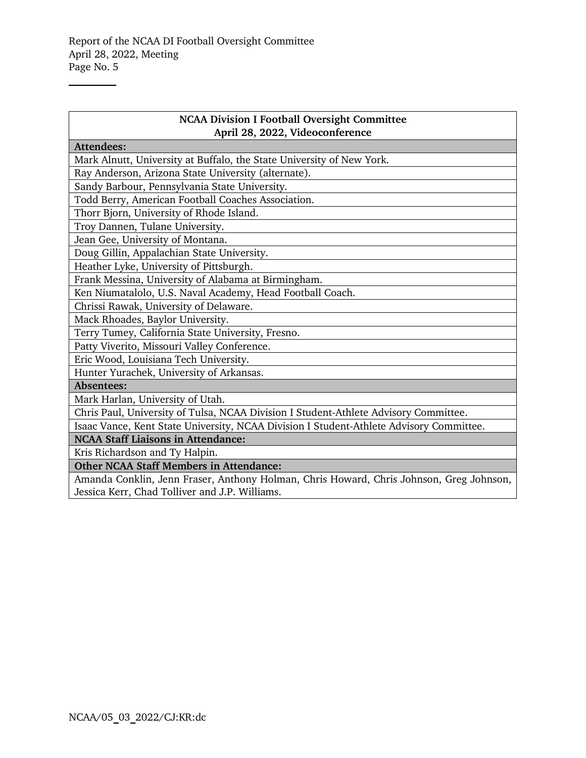| NCAA Division I Football Oversight Committee<br>April 28, 2022, Videoconference |
|---|
| **Attendees:** |
| Mark Alnutt, University at Buffalo, the State University of New York. |
| Ray Anderson, Arizona State University (alternate). |
| Sandy Barbour, Pennsylvania State University. |
| Todd Berry, American Football Coaches Association. |
| Thorr Bjorn, University of Rhode Island. |
| Troy Dannen, Tulane University. |
| Jean Gee, University of Montana. |
| Doug Gillin, Appalachian State University. |
| Heather Lyke, University of Pittsburgh. |
| Frank Messina, University of Alabama at Birmingham. |
| Ken Niumatalolo, U.S. Naval Academy, Head Football Coach. |
| Chrissi Rawak, University of Delaware. |
| Mack Rhoades, Baylor University. |
| Terry Tumey, California State University, Fresno. |
| Patty Viverito, Missouri Valley Conference. |
| Eric Wood, Louisiana Tech University. |
| Hunter Yurachek, University of Arkansas. |
| **Absentees:** |
| Mark Harlan, University of Utah. |
| Chris Paul, University of Tulsa, NCAA Division I Student-Athlete Advisory Committee. |
| Isaac Vance, Kent State University, NCAA Division I Student-Athlete Advisory Committee. |
| **NCAA Staff Liaisons in Attendance:** |
| Kris Richardson and Ty Halpin. |
| **Other NCAA Staff Members in Attendance:** |
| Amanda Conklin, Jenn Fraser, Anthony Holman, Chris Howard, Chris Johnson, Greg Johnson, Jessica Kerr, Chad Tolliver and J.P. Williams. |

NCAA/05_03_2022/CJ:KR:dc